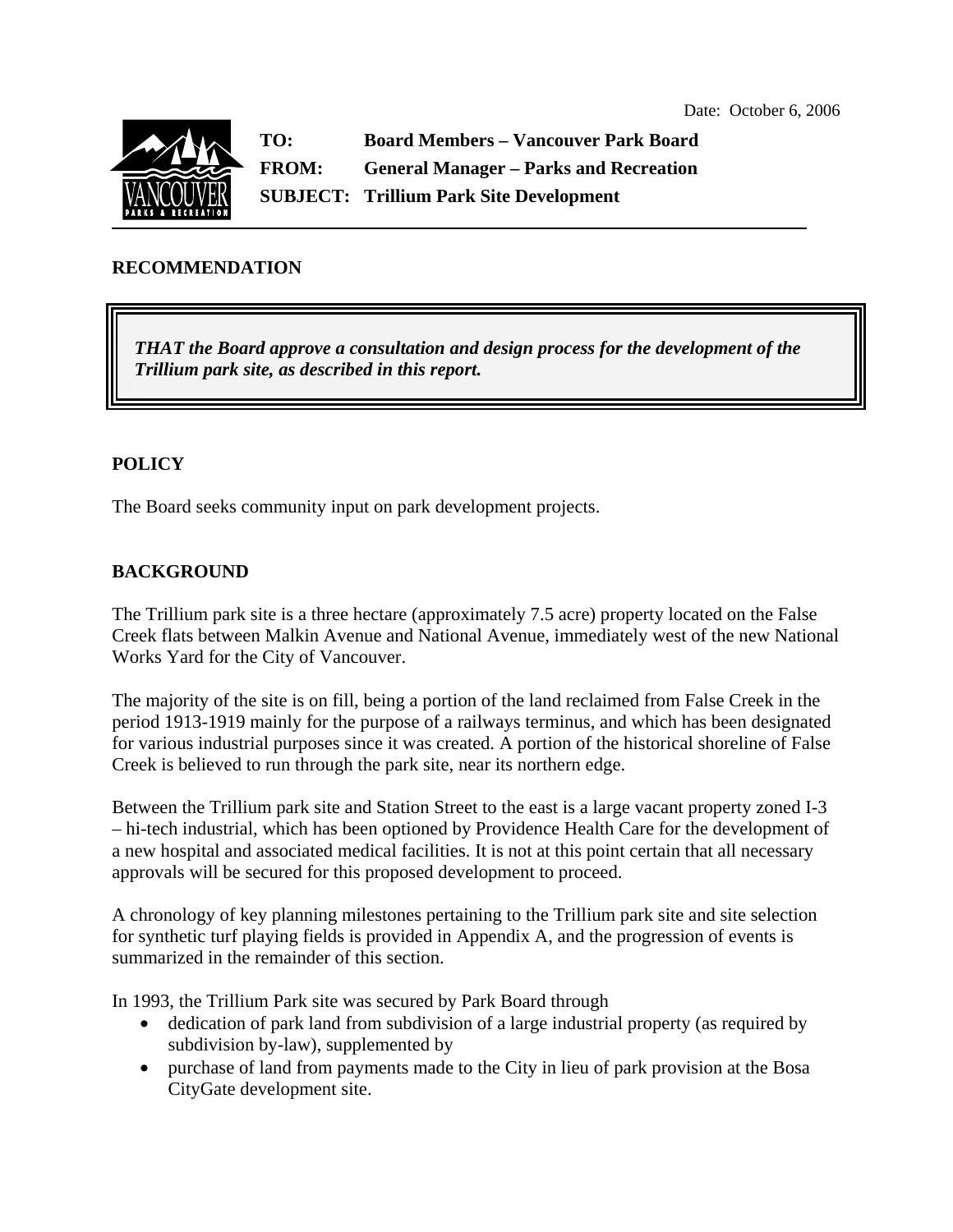Date: October 6, 2006

**TO:** Board Members – Vancouver Park Board
**FROM:** General Manager – Parks and Recreation
**SUBJECT:** Trillium Park Site Development

## RECOMMENDATION

> ***THAT the Board approve a consultation and design process for the development of the Trillium park site, as described in this report.***

## POLICY

The Board seeks community input on park development projects.

## BACKGROUND

The Trillium park site is a three hectare (approximately 7.5 acre) property located on the False Creek flats between Malkin Avenue and National Avenue, immediately west of the new National Works Yard for the City of Vancouver.

The majority of the site is on fill, being a portion of the land reclaimed from False Creek in the period 1913-1919 mainly for the purpose of a railways terminus, and which has been designated for various industrial purposes since it was created. A portion of the historical shoreline of False Creek is believed to run through the park site, near its northern edge.

Between the Trillium park site and Station Street to the east is a large vacant property zoned I-3 – hi-tech industrial, which has been optioned by Providence Health Care for the development of a new hospital and associated medical facilities. It is not at this point certain that all necessary approvals will be secured for this proposed development to proceed.

A chronology of key planning milestones pertaining to the Trillium park site and site selection for synthetic turf playing fields is provided in Appendix A, and the progression of events is summarized in the remainder of this section.

In 1993, the Trillium Park site was secured by Park Board through

- dedication of park land from subdivision of a large industrial property (as required by subdivision by-law), supplemented by
- purchase of land from payments made to the City in lieu of park provision at the Bosa CityGate development site.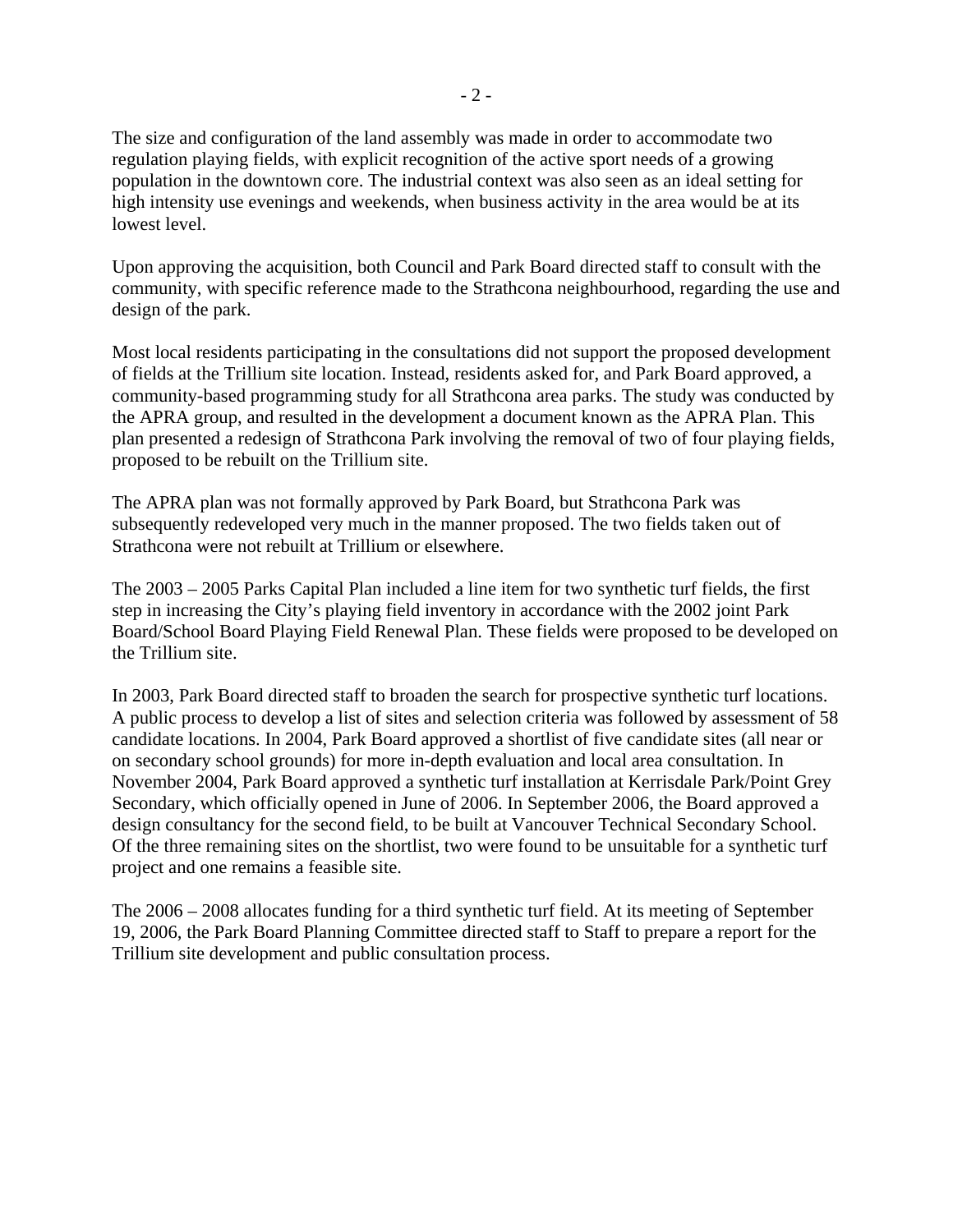The size and configuration of the land assembly was made in order to accommodate two regulation playing fields, with explicit recognition of the active sport needs of a growing population in the downtown core. The industrial context was also seen as an ideal setting for high intensity use evenings and weekends, when business activity in the area would be at its lowest level.

Upon approving the acquisition, both Council and Park Board directed staff to consult with the community, with specific reference made to the Strathcona neighbourhood, regarding the use and design of the park.

Most local residents participating in the consultations did not support the proposed development of fields at the Trillium site location. Instead, residents asked for, and Park Board approved, a community-based programming study for all Strathcona area parks. The study was conducted by the APRA group, and resulted in the development a document known as the APRA Plan. This plan presented a redesign of Strathcona Park involving the removal of two of four playing fields, proposed to be rebuilt on the Trillium site.

The APRA plan was not formally approved by Park Board, but Strathcona Park was subsequently redeveloped very much in the manner proposed. The two fields taken out of Strathcona were not rebuilt at Trillium or elsewhere.

The 2003 – 2005 Parks Capital Plan included a line item for two synthetic turf fields, the first step in increasing the City's playing field inventory in accordance with the 2002 joint Park Board/School Board Playing Field Renewal Plan. These fields were proposed to be developed on the Trillium site.

In 2003, Park Board directed staff to broaden the search for prospective synthetic turf locations. A public process to develop a list of sites and selection criteria was followed by assessment of 58 candidate locations. In 2004, Park Board approved a shortlist of five candidate sites (all near or on secondary school grounds) for more in-depth evaluation and local area consultation. In November 2004, Park Board approved a synthetic turf installation at Kerrisdale Park/Point Grey Secondary, which officially opened in June of 2006. In September 2006, the Board approved a design consultancy for the second field, to be built at Vancouver Technical Secondary School. Of the three remaining sites on the shortlist, two were found to be unsuitable for a synthetic turf project and one remains a feasible site.

The 2006 – 2008 allocates funding for a third synthetic turf field. At its meeting of September 19, 2006, the Park Board Planning Committee directed staff to Staff to prepare a report for the Trillium site development and public consultation process.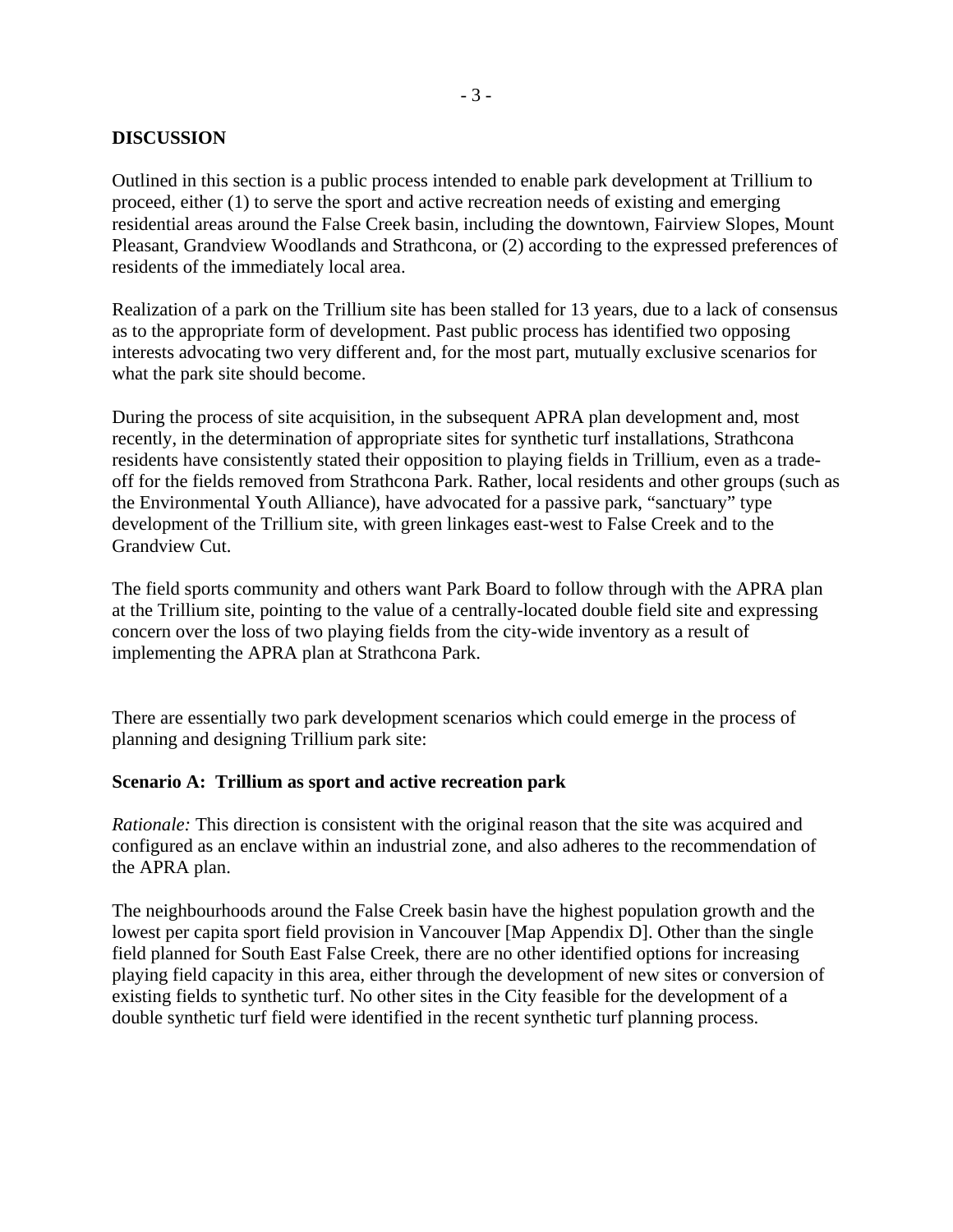## DISCUSSION

Outlined in this section is a public process intended to enable park development at Trillium to proceed, either (1) to serve the sport and active recreation needs of existing and emerging residential areas around the False Creek basin, including the downtown, Fairview Slopes, Mount Pleasant, Grandview Woodlands and Strathcona, or (2) according to the expressed preferences of residents of the immediately local area.

Realization of a park on the Trillium site has been stalled for 13 years, due to a lack of consensus as to the appropriate form of development. Past public process has identified two opposing interests advocating two very different and, for the most part, mutually exclusive scenarios for what the park site should become.

During the process of site acquisition, in the subsequent APRA plan development and, most recently, in the determination of appropriate sites for synthetic turf installations, Strathcona residents have consistently stated their opposition to playing fields in Trillium, even as a trade-off for the fields removed from Strathcona Park. Rather, local residents and other groups (such as the Environmental Youth Alliance), have advocated for a passive park, "sanctuary" type development of the Trillium site, with green linkages east-west to False Creek and to the Grandview Cut.

The field sports community and others want Park Board to follow through with the APRA plan at the Trillium site, pointing to the value of a centrally-located double field site and expressing concern over the loss of two playing fields from the city-wide inventory as a result of implementing the APRA plan at Strathcona Park.

There are essentially two park development scenarios which could emerge in the process of planning and designing Trillium park site:

### Scenario A: Trillium as sport and active recreation park

*Rationale:* This direction is consistent with the original reason that the site was acquired and configured as an enclave within an industrial zone, and also adheres to the recommendation of the APRA plan.

The neighbourhoods around the False Creek basin have the highest population growth and the lowest per capita sport field provision in Vancouver [Map Appendix D]. Other than the single field planned for South East False Creek, there are no other identified options for increasing playing field capacity in this area, either through the development of new sites or conversion of existing fields to synthetic turf. No other sites in the City feasible for the development of a double synthetic turf field were identified in the recent synthetic turf planning process.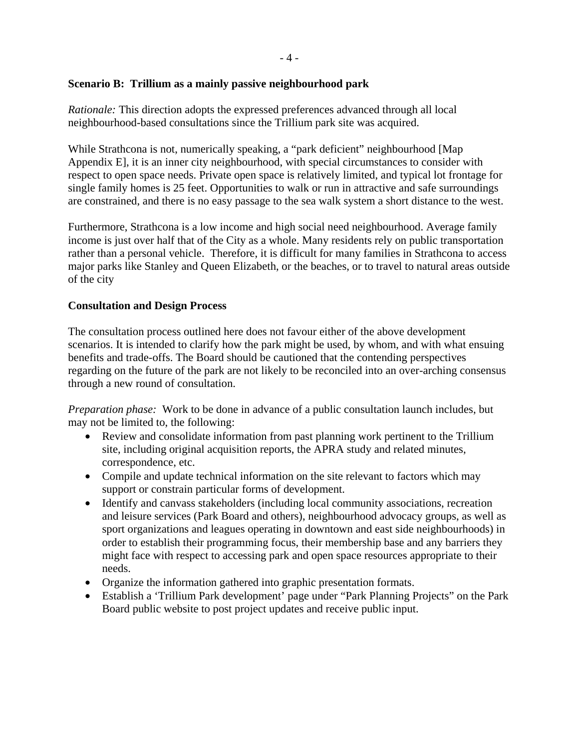**Scenario B: Trillium as a mainly passive neighbourhood park**

*Rationale:* This direction adopts the expressed preferences advanced through all local neighbourhood-based consultations since the Trillium park site was acquired.

While Strathcona is not, numerically speaking, a "park deficient" neighbourhood [Map Appendix E], it is an inner city neighbourhood, with special circumstances to consider with respect to open space needs. Private open space is relatively limited, and typical lot frontage for single family homes is 25 feet. Opportunities to walk or run in attractive and safe surroundings are constrained, and there is no easy passage to the sea walk system a short distance to the west.

Furthermore, Strathcona is a low income and high social need neighbourhood. Average family income is just over half that of the City as a whole. Many residents rely on public transportation rather than a personal vehicle. Therefore, it is difficult for many families in Strathcona to access major parks like Stanley and Queen Elizabeth, or the beaches, or to travel to natural areas outside of the city

**Consultation and Design Process**

The consultation process outlined here does not favour either of the above development scenarios. It is intended to clarify how the park might be used, by whom, and with what ensuing benefits and trade-offs. The Board should be cautioned that the contending perspectives regarding on the future of the park are not likely to be reconciled into an over-arching consensus through a new round of consultation.

*Preparation phase:* Work to be done in advance of a public consultation launch includes, but may not be limited to, the following:

- Review and consolidate information from past planning work pertinent to the Trillium site, including original acquisition reports, the APRA study and related minutes, correspondence, etc.
- Compile and update technical information on the site relevant to factors which may support or constrain particular forms of development.
- Identify and canvass stakeholders (including local community associations, recreation and leisure services (Park Board and others), neighbourhood advocacy groups, as well as sport organizations and leagues operating in downtown and east side neighbourhoods) in order to establish their programming focus, their membership base and any barriers they might face with respect to accessing park and open space resources appropriate to their needs.
- Organize the information gathered into graphic presentation formats.
- Establish a 'Trillium Park development' page under "Park Planning Projects" on the Park Board public website to post project updates and receive public input.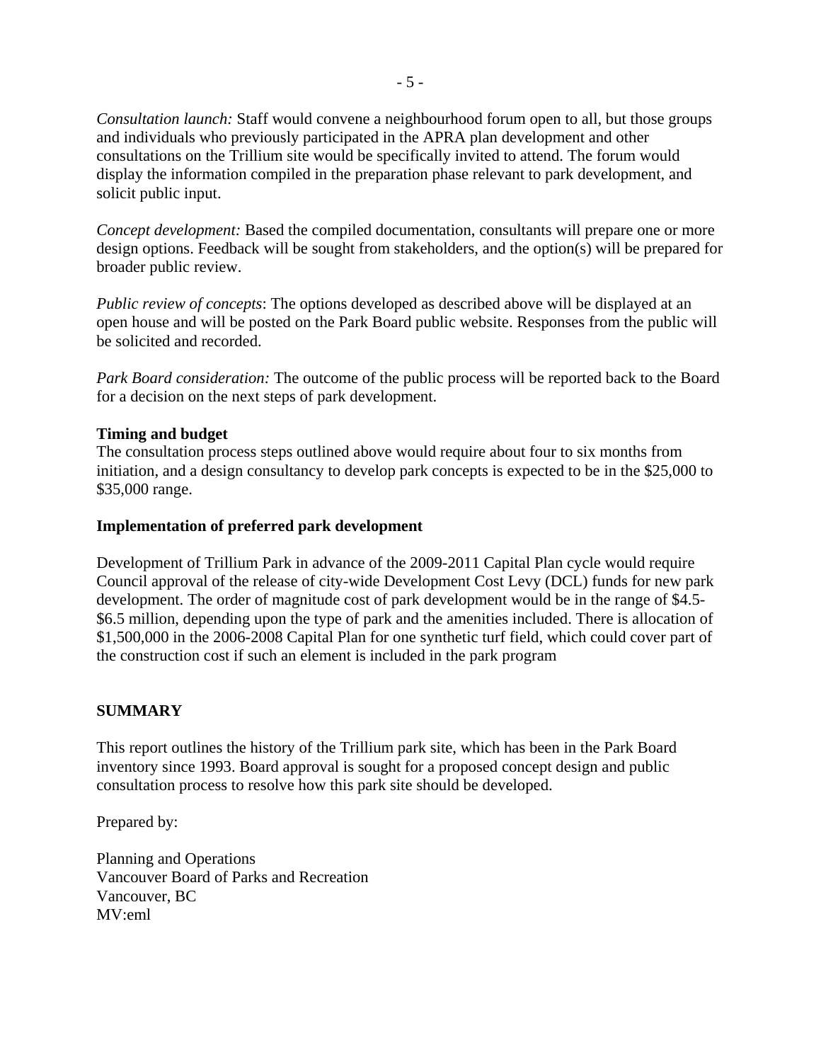*Consultation launch:* Staff would convene a neighbourhood forum open to all, but those groups and individuals who previously participated in the APRA plan development and other consultations on the Trillium site would be specifically invited to attend. The forum would display the information compiled in the preparation phase relevant to park development, and solicit public input.

*Concept development:* Based the compiled documentation, consultants will prepare one or more design options. Feedback will be sought from stakeholders, and the option(s) will be prepared for broader public review.

*Public review of concepts*: The options developed as described above will be displayed at an open house and will be posted on the Park Board public website. Responses from the public will be solicited and recorded.

*Park Board consideration:* The outcome of the public process will be reported back to the Board for a decision on the next steps of park development.

**Timing and budget**

The consultation process steps outlined above would require about four to six months from initiation, and a design consultancy to develop park concepts is expected to be in the $25,000 to $35,000 range.

**Implementation of preferred park development**

Development of Trillium Park in advance of the 2009-2011 Capital Plan cycle would require Council approval of the release of city-wide Development Cost Levy (DCL) funds for new park development. The order of magnitude cost of park development would be in the range of $4.5-$6.5 million, depending upon the type of park and the amenities included. There is allocation of $1,500,000 in the 2006-2008 Capital Plan for one synthetic turf field, which could cover part of the construction cost if such an element is included in the park program

## SUMMARY

This report outlines the history of the Trillium park site, which has been in the Park Board inventory since 1993. Board approval is sought for a proposed concept design and public consultation process to resolve how this park site should be developed.

Prepared by:

Planning and Operations
Vancouver Board of Parks and Recreation
Vancouver, BC
MV:eml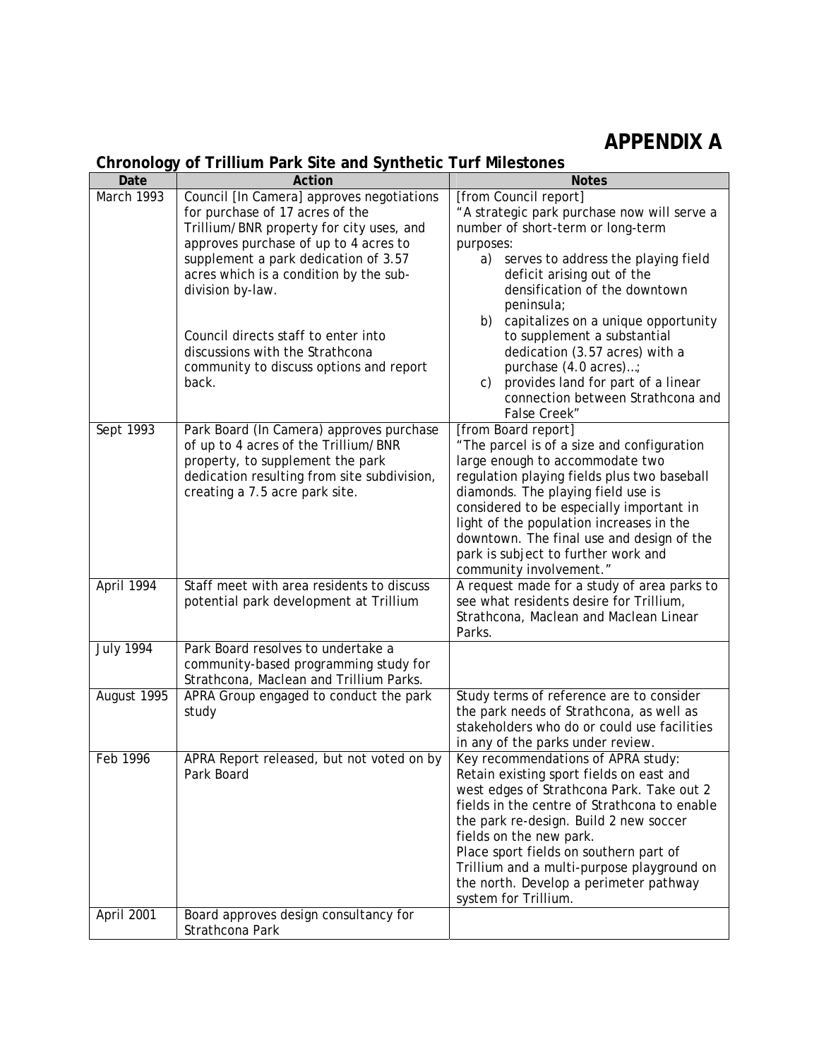# APPENDIX A

## Chronology of Trillium Park Site and Synthetic Turf Milestones

| Date | Action | Notes |
|---|---|---|
| March 1993 | Council [In Camera] approves negotiations for purchase of 17 acres of the Trillium/BNR property for city uses, and approves purchase of up to 4 acres to supplement a park dedication of 3.57 acres which is a condition by the sub-division by-law.<br><br>Council directs staff to enter into discussions with the Strathcona community to discuss options and report back. | [from Council report]<br>"A strategic park purchase now will serve a number of short-term or long-term purposes:<br>a) serves to address the playing field deficit arising out of the densification of the downtown peninsula;<br>b) capitalizes on a unique opportunity to supplement a substantial dedication (3.57 acres) with a purchase (4.0 acres)…;<br>c) provides land for part of a linear connection between Strathcona and False Creek" |
| Sept 1993 | Park Board (In Camera) approves purchase of up to 4 acres of the Trillium/BNR property, to supplement the park dedication resulting from site subdivision, creating a 7.5 acre park site. | [from Board report]<br>"The parcel is of a size and configuration large enough to accommodate two regulation playing fields plus two baseball diamonds. The playing field use is considered to be especially important in light of the population increases in the downtown. The final use and design of the park is subject to further work and community involvement." |
| April 1994 | Staff meet with area residents to discuss potential park development at Trillium | A request made for a study of area parks to see what residents desire for Trillium, Strathcona, Maclean and Maclean Linear Parks. |
| July 1994 | Park Board resolves to undertake a community-based programming study for Strathcona, Maclean and Trillium Parks. | |
| August 1995 | APRA Group engaged to conduct the park study | Study terms of reference are to consider the park needs of Strathcona, as well as stakeholders who do or could use facilities in any of the parks under review. |
| Feb 1996 | APRA Report released, but not voted on by Park Board | Key recommendations of APRA study: Retain existing sport fields on east and west edges of Strathcona Park. Take out 2 fields in the centre of Strathcona to enable the park re-design. Build 2 new soccer fields on the new park.<br>Place sport fields on southern part of Trillium and a multi-purpose playground on the north. Develop a perimeter pathway system for Trillium. |
| April 2001 | Board approves design consultancy for Strathcona Park | |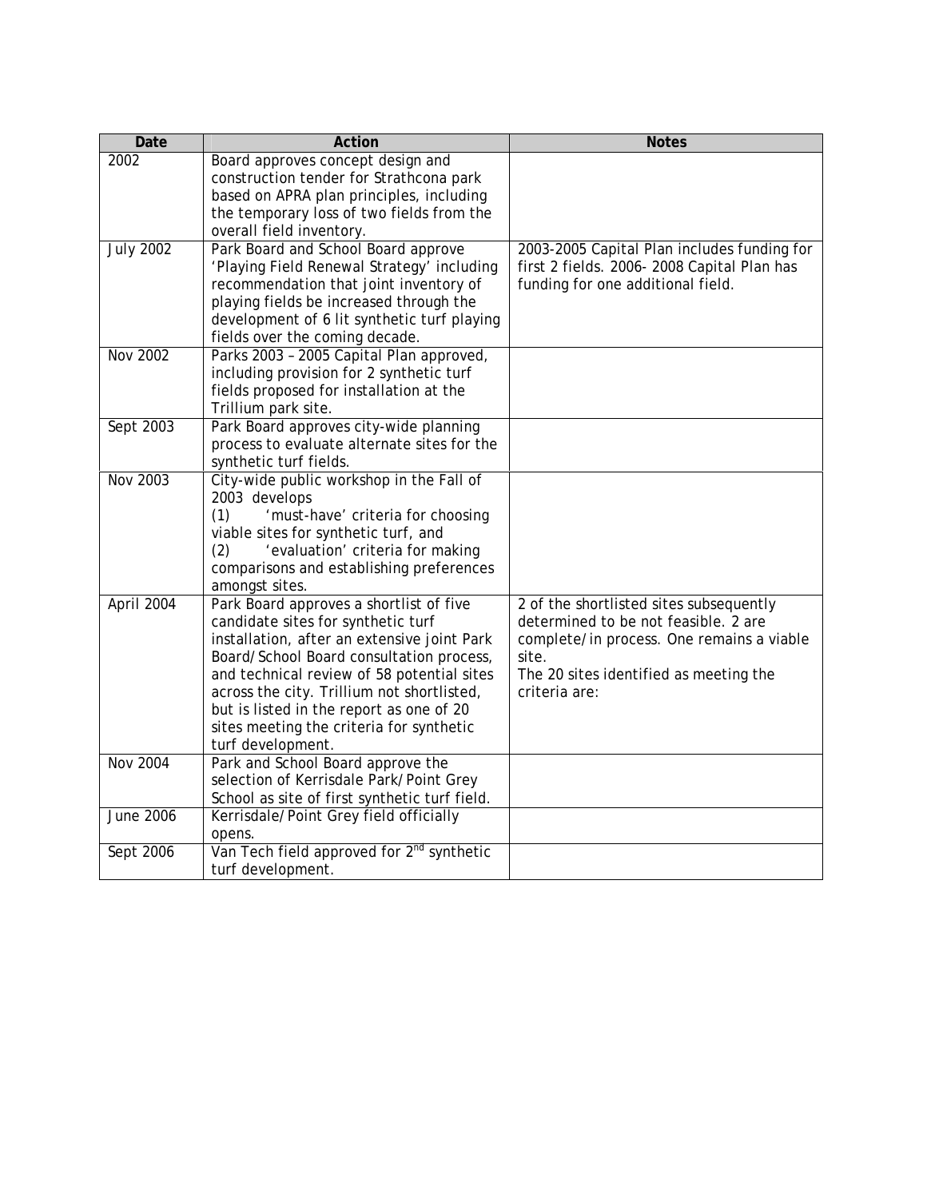| Date | Action | Notes |
| --- | --- | --- |
| 2002 | Board approves concept design and construction tender for Strathcona park based on APRA plan principles, including the temporary loss of two fields from the overall field inventory. | |
| July 2002 | Park Board and School Board approve 'Playing Field Renewal Strategy' including recommendation that joint inventory of playing fields be increased through the development of 6 lit synthetic turf playing fields over the coming decade. | 2003-2005 Capital Plan includes funding for first 2 fields. 2006- 2008 Capital Plan has funding for one additional field. |
| Nov 2002 | Parks 2003 – 2005 Capital Plan approved, including provision for 2 synthetic turf fields proposed for installation at the Trillium park site. | |
| Sept 2003 | Park Board approves city-wide planning process to evaluate alternate sites for the synthetic turf fields. | |
| Nov 2003 | City-wide public workshop in the Fall of 2003 develops (1) 'must-have' criteria for choosing viable sites for synthetic turf, and (2) 'evaluation' criteria for making comparisons and establishing preferences amongst sites. | |
| April 2004 | Park Board approves a shortlist of five candidate sites for synthetic turf installation, after an extensive joint Park Board/School Board consultation process, and technical review of 58 potential sites across the city. Trillium not shortlisted, but is listed in the report as one of 20 sites meeting the criteria for synthetic turf development. | 2 of the shortlisted sites subsequently determined to be not feasible. 2 are complete/in process. One remains a viable site. The 20 sites identified as meeting the criteria are: |
| Nov 2004 | Park and School Board approve the selection of Kerrisdale Park/Point Grey School as site of first synthetic turf field. | |
| June 2006 | Kerrisdale/Point Grey field officially opens. | |
| Sept 2006 | Van Tech field approved for 2nd synthetic turf development. | |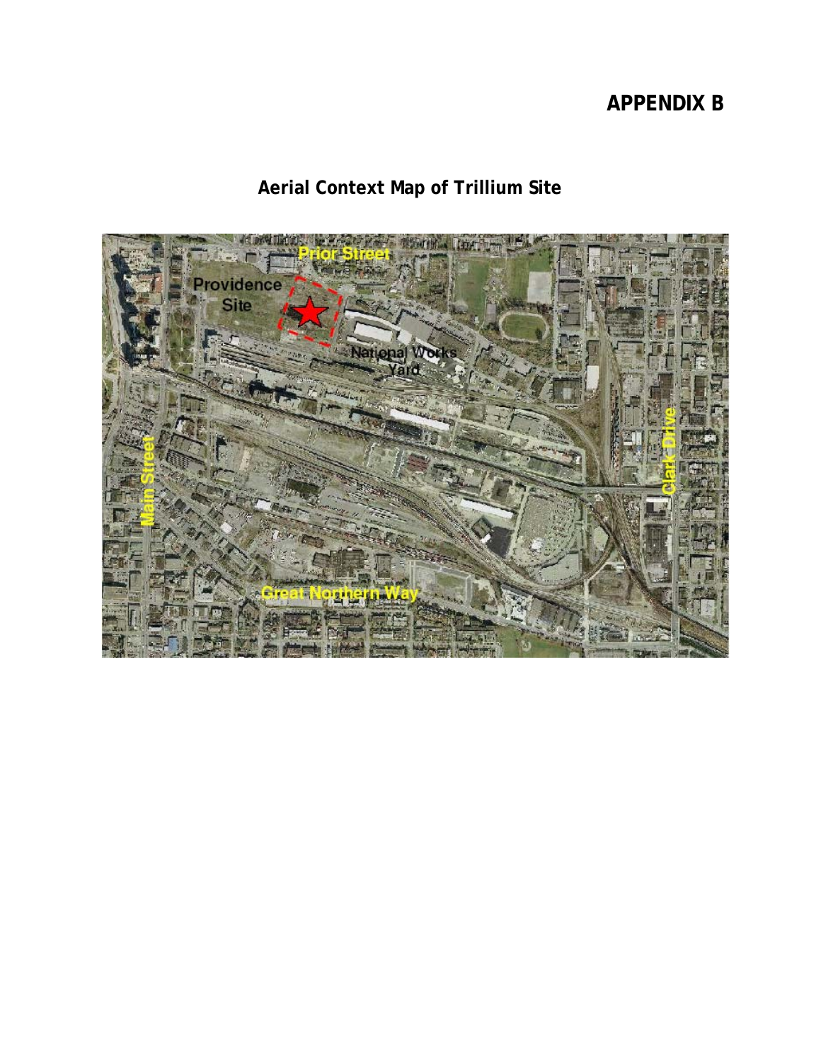# APPENDIX B

## Aerial Context Map of Trillium Site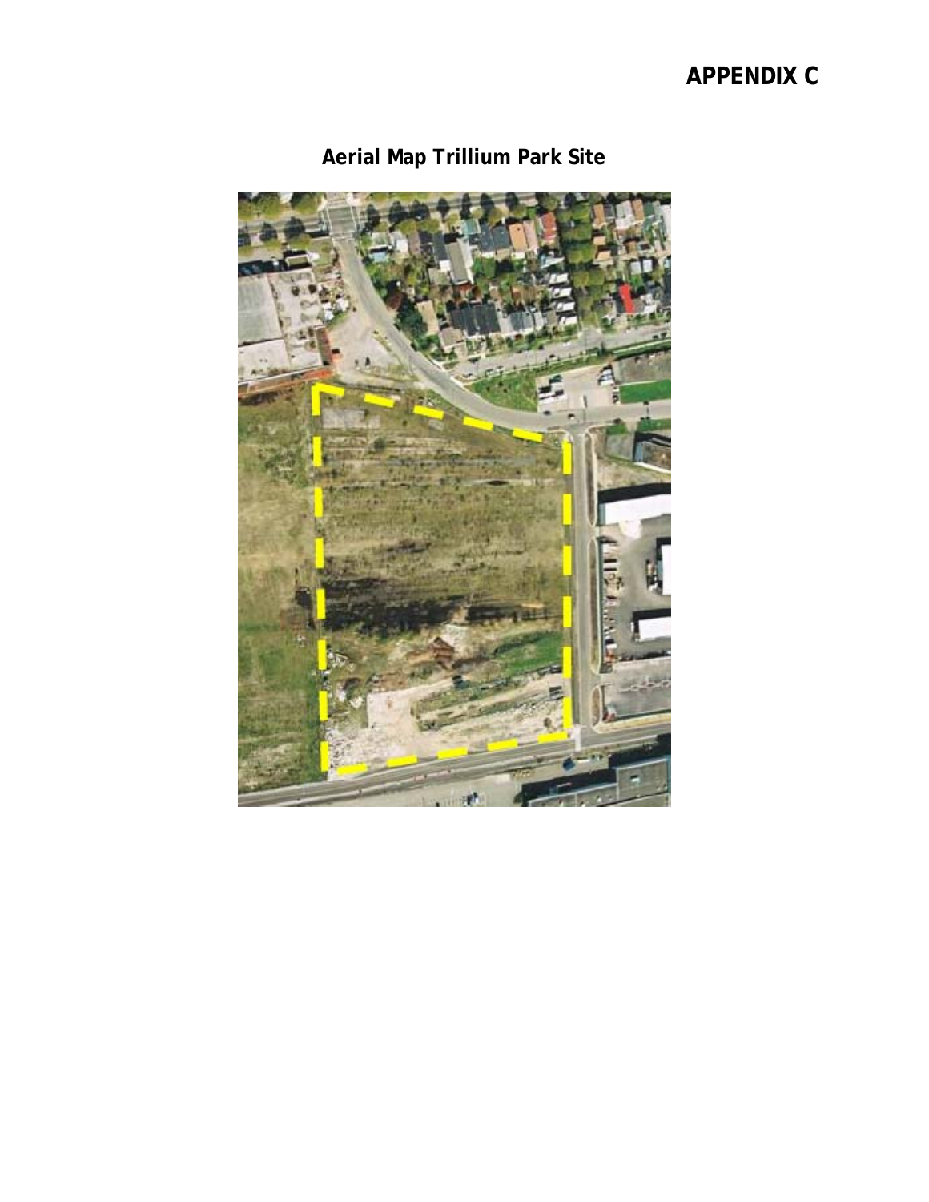# APPENDIX C

## Aerial Map Trillium Park Site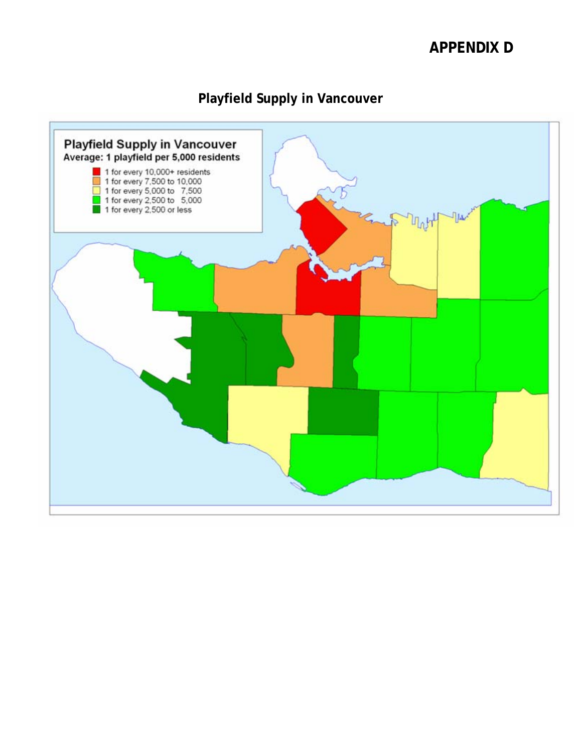# APPENDIX D

## Playfield Supply in Vancouver

**Playfield Supply in Vancouver**

**Average: 1 playfield per 5,000 residents**

- 1 for every 10,000+ residents
- 1 for every 7,500 to 10,000
- 1 for every 5,000 to 7,500
- 1 for every 2,500 to 5,000
- 1 for every 2,500 or less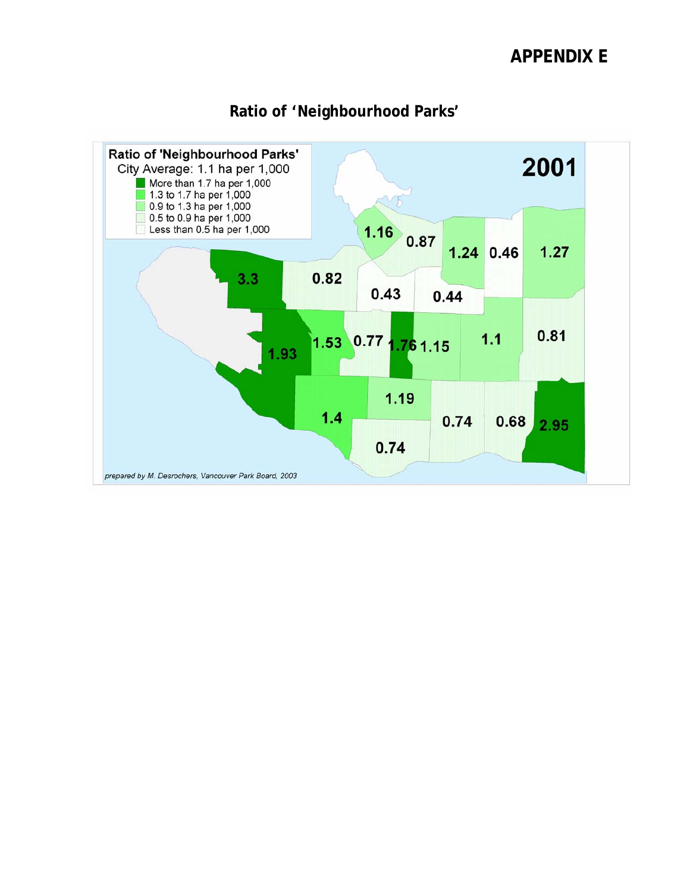# APPENDIX E

## Ratio of 'Neighbourhood Parks'

Ratio of 'Neighbourhood Parks'
City Average: 1.1 ha per 1,000
More than 1.7 ha per 1,000
1.3 to 1.7 ha per 1,000
0.9 to 1.3 ha per 1,000
0.5 to 0.9 ha per 1,000
Less than 0.5 ha per 1,000

2001

1.16
0.87
1.24
0.46
1.27
3.3
0.82
0.43
0.44
1.93
1.53
0.77
1.76
1.15
1.1
0.81
1.19
1.4
0.74
0.68
2.95
0.74

*prepared by M. Desrochers, Vancouver Park Board, 2003*